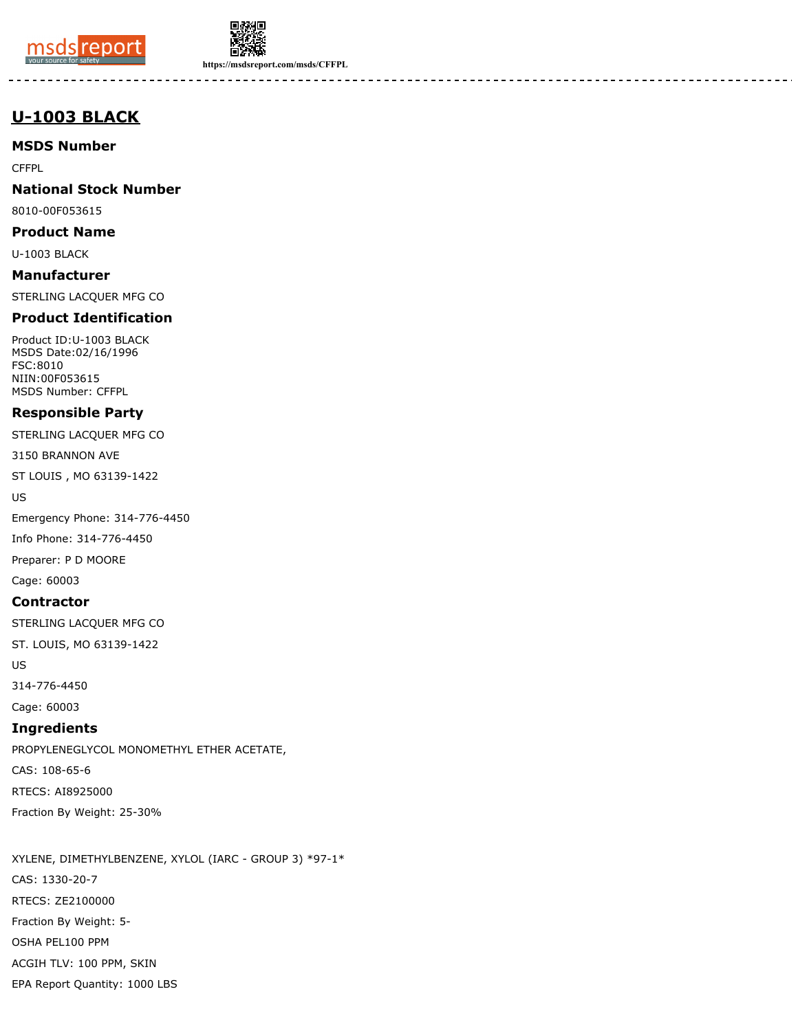# U-1003 BLACK

## MSDS Number

CFFPL

## National Stock Number

8010-00F053615

## Product Name

U-1003 BLACK

## Manufacturer

STERLING LACQUER MFG CO

## Product Identification

Product ID:U-1003 BLACK
MSDS Date:02/16/1996
FSC:8010
NIIN:00F053615
MSDS Number: CFFPL

## Responsible Party

STERLING LACQUER MFG CO

3150 BRANNON AVE

ST LOUIS , MO 63139-1422

US

Emergency Phone: 314-776-4450

Info Phone: 314-776-4450

Preparer: P D MOORE

Cage: 60003

## Contractor

STERLING LACQUER MFG CO

ST. LOUIS, MO 63139-1422

US

314-776-4450

Cage: 60003

## Ingredients

PROPYLENEGLYCOL MONOMETHYL ETHER ACETATE,

CAS: 108-65-6

RTECS: AI8925000

Fraction By Weight: 25-30%

XYLENE, DIMETHYLBENZENE, XYLOL (IARC - GROUP 3) *97-1*

CAS: 1330-20-7

RTECS: ZE2100000

Fraction By Weight: 5-

OSHA PEL100 PPM

ACGIH TLV: 100 PPM, SKIN

EPA Report Quantity: 1000 LBS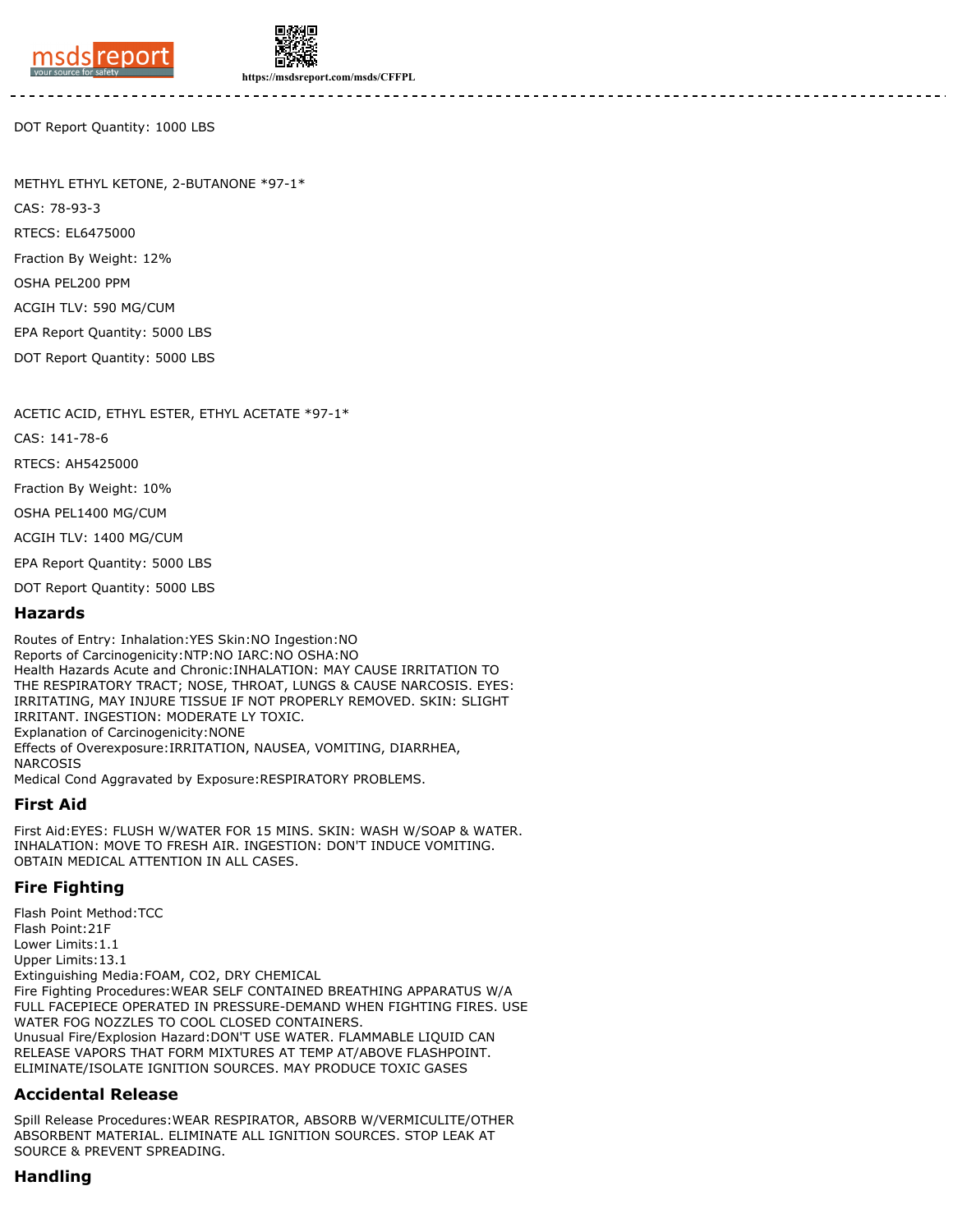DOT Report Quantity: 1000 LBS

METHYL ETHYL KETONE, 2-BUTANONE *97-1*

CAS: 78-93-3

RTECS: EL6475000

Fraction By Weight: 12%

OSHA PEL200 PPM

ACGIH TLV: 590 MG/CUM

EPA Report Quantity: 5000 LBS

DOT Report Quantity: 5000 LBS

ACETIC ACID, ETHYL ESTER, ETHYL ACETATE *97-1*

CAS: 141-78-6

RTECS: AH5425000

Fraction By Weight: 10%

OSHA PEL1400 MG/CUM

ACGIH TLV: 1400 MG/CUM

EPA Report Quantity: 5000 LBS

DOT Report Quantity: 5000 LBS

## Hazards

Routes of Entry: Inhalation:YES Skin:NO Ingestion:NO
Reports of Carcinogenicity:NTP:NO IARC:NO OSHA:NO
Health Hazards Acute and Chronic:INHALATION: MAY CAUSE IRRITATION TO THE RESPIRATORY TRACT; NOSE, THROAT, LUNGS & CAUSE NARCOSIS. EYES: IRRITATING, MAY INJURE TISSUE IF NOT PROPERLY REMOVED. SKIN: SLIGHT IRRITANT. INGESTION: MODERATE LY TOXIC.
Explanation of Carcinogenicity:NONE
Effects of Overexposure:IRRITATION, NAUSEA, VOMITING, DIARRHEA, NARCOSIS
Medical Cond Aggravated by Exposure:RESPIRATORY PROBLEMS.

## First Aid

First Aid:EYES: FLUSH W/WATER FOR 15 MINS. SKIN: WASH W/SOAP & WATER. INHALATION: MOVE TO FRESH AIR. INGESTION: DON'T INDUCE VOMITING. OBTAIN MEDICAL ATTENTION IN ALL CASES.

## Fire Fighting

Flash Point Method:TCC
Flash Point:21F
Lower Limits:1.1
Upper Limits:13.1
Extinguishing Media:FOAM, CO2, DRY CHEMICAL
Fire Fighting Procedures:WEAR SELF CONTAINED BREATHING APPARATUS W/A FULL FACEPIECE OPERATED IN PRESSURE-DEMAND WHEN FIGHTING FIRES. USE WATER FOG NOZZLES TO COOL CLOSED CONTAINERS.
Unusual Fire/Explosion Hazard:DON'T USE WATER. FLAMMABLE LIQUID CAN RELEASE VAPORS THAT FORM MIXTURES AT TEMP AT/ABOVE FLASHPOINT. ELIMINATE/ISOLATE IGNITION SOURCES. MAY PRODUCE TOXIC GASES

## Accidental Release

Spill Release Procedures:WEAR RESPIRATOR, ABSORB W/VERMICULITE/OTHER ABSORBENT MATERIAL. ELIMINATE ALL IGNITION SOURCES. STOP LEAK AT SOURCE & PREVENT SPREADING.

## Handling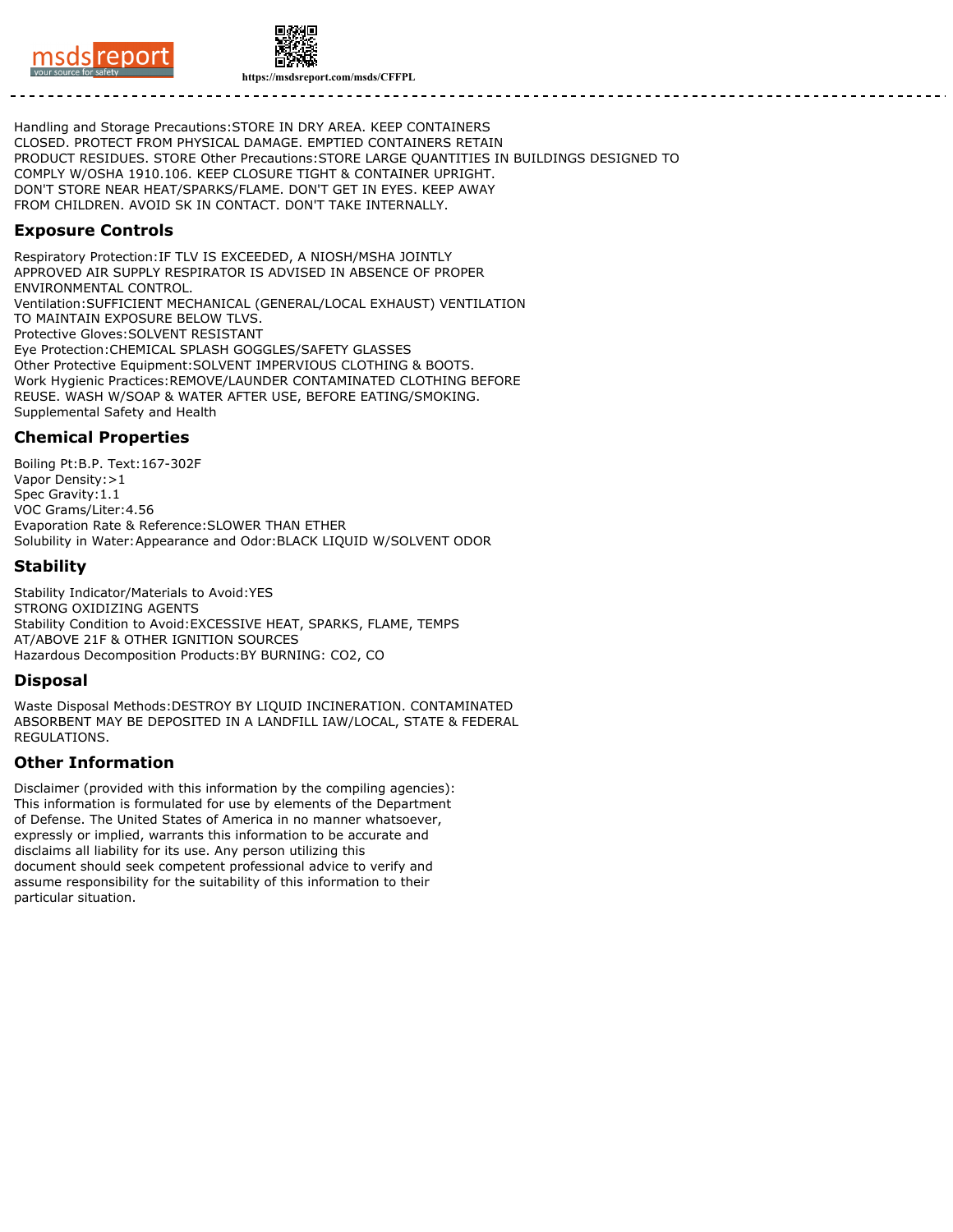Handling and Storage Precautions:STORE IN DRY AREA. KEEP CONTAINERS CLOSED. PROTECT FROM PHYSICAL DAMAGE. EMPTIED CONTAINERS RETAIN PRODUCT RESIDUES. STORE Other Precautions:STORE LARGE QUANTITIES IN BUILDINGS DESIGNED TO COMPLY W/OSHA 1910.106. KEEP CLOSURE TIGHT & CONTAINER UPRIGHT. DON'T STORE NEAR HEAT/SPARKS/FLAME. DON'T GET IN EYES. KEEP AWAY FROM CHILDREN. AVOID SK IN CONTACT. DON'T TAKE INTERNALLY.

## Exposure Controls

Respiratory Protection:IF TLV IS EXCEEDED, A NIOSH/MSHA JOINTLY APPROVED AIR SUPPLY RESPIRATOR IS ADVISED IN ABSENCE OF PROPER ENVIRONMENTAL CONTROL.
Ventilation:SUFFICIENT MECHANICAL (GENERAL/LOCAL EXHAUST) VENTILATION TO MAINTAIN EXPOSURE BELOW TLVS.
Protective Gloves:SOLVENT RESISTANT
Eye Protection:CHEMICAL SPLASH GOGGLES/SAFETY GLASSES
Other Protective Equipment:SOLVENT IMPERVIOUS CLOTHING & BOOTS.
Work Hygienic Practices:REMOVE/LAUNDER CONTAMINATED CLOTHING BEFORE REUSE. WASH W/SOAP & WATER AFTER USE, BEFORE EATING/SMOKING.
Supplemental Safety and Health

## Chemical Properties

Boiling Pt:B.P. Text:167-302F
Vapor Density:>1
Spec Gravity:1.1
VOC Grams/Liter:4.56
Evaporation Rate & Reference:SLOWER THAN ETHER
Solubility in Water:Appearance and Odor:BLACK LIQUID W/SOLVENT ODOR

## Stability

Stability Indicator/Materials to Avoid:YES
STRONG OXIDIZING AGENTS
Stability Condition to Avoid:EXCESSIVE HEAT, SPARKS, FLAME, TEMPS AT/ABOVE 21F & OTHER IGNITION SOURCES
Hazardous Decomposition Products:BY BURNING: $CO_2$, CO

## Disposal

Waste Disposal Methods:DESTROY BY LIQUID INCINERATION. CONTAMINATED ABSORBENT MAY BE DEPOSITED IN A LANDFILL IAW/LOCAL, STATE & FEDERAL REGULATIONS.

## Other Information

Disclaimer (provided with this information by the compiling agencies): This information is formulated for use by elements of the Department of Defense. The United States of America in no manner whatsoever, expressly or implied, warrants this information to be accurate and disclaims all liability for its use. Any person utilizing this document should seek competent professional advice to verify and assume responsibility for the suitability of this information to their particular situation.